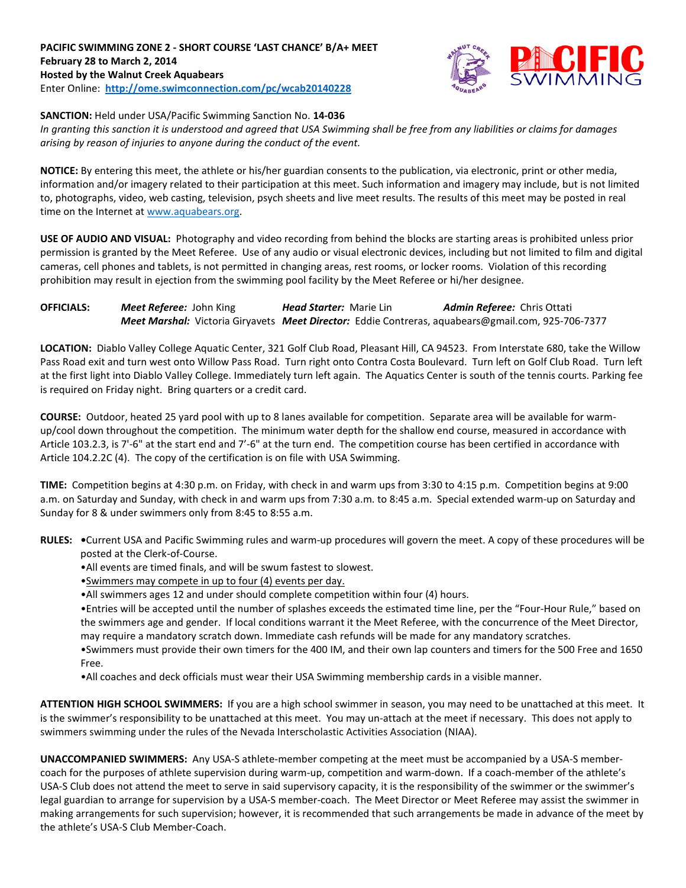**PACIFIC SWIMMING ZONE 2 - SHORT COURSE 'LAST CHANCE' B/A+ MEET**
**February 28 to March 2, 2014**
**Hosted by the Walnut Creek Aquabears**
Enter Online: **http://ome.swimconnection.com/pc/wcab20140228**

**SANCTION:** Held under USA/Pacific Swimming Sanction No. **14-036**
*In granting this sanction it is understood and agreed that USA Swimming shall be free from any liabilities or claims for damages arising by reason of injuries to anyone during the conduct of the event.*

**NOTICE:** By entering this meet, the athlete or his/her guardian consents to the publication, via electronic, print or other media, information and/or imagery related to their participation at this meet. Such information and imagery may include, but is not limited to, photographs, video, web casting, television, psych sheets and live meet results. The results of this meet may be posted in real time on the Internet at www.aquabears.org.

**USE OF AUDIO AND VISUAL:** Photography and video recording from behind the blocks are starting areas is prohibited unless prior permission is granted by the Meet Referee. Use of any audio or visual electronic devices, including but not limited to film and digital cameras, cell phones and tablets, is not permitted in changing areas, rest rooms, or locker rooms. Violation of this recording prohibition may result in ejection from the swimming pool facility by the Meet Referee or hi/her designee.

**OFFICIALS:** *Meet Referee:* John King *Head Starter:* Marie Lin *Admin Referee:* Chris Ottati
*Meet Marshal:* Victoria Giryavets *Meet Director:* Eddie Contreras, aquabears@gmail.com, 925-706-7377

**LOCATION:** Diablo Valley College Aquatic Center, 321 Golf Club Road, Pleasant Hill, CA 94523. From Interstate 680, take the Willow Pass Road exit and turn west onto Willow Pass Road. Turn right onto Contra Costa Boulevard. Turn left on Golf Club Road. Turn left at the first light into Diablo Valley College. Immediately turn left again. The Aquatics Center is south of the tennis courts. Parking fee is required on Friday night. Bring quarters or a credit card.

**COURSE:** Outdoor, heated 25 yard pool with up to 8 lanes available for competition. Separate area will be available for warm-up/cool down throughout the competition. The minimum water depth for the shallow end course, measured in accordance with Article 103.2.3, is 7'-6" at the start end and 7'-6" at the turn end. The competition course has been certified in accordance with Article 104.2.2C (4). The copy of the certification is on file with USA Swimming.

**TIME:** Competition begins at 4:30 p.m. on Friday, with check in and warm ups from 3:30 to 4:15 p.m. Competition begins at 9:00 a.m. on Saturday and Sunday, with check in and warm ups from 7:30 a.m. to 8:45 a.m. Special extended warm-up on Saturday and Sunday for 8 & under swimmers only from 8:45 to 8:55 a.m.

**RULES:**
- Current USA and Pacific Swimming rules and warm-up procedures will govern the meet. A copy of these procedures will be posted at the Clerk-of-Course.
- All events are timed finals, and will be swum fastest to slowest.
- Swimmers may compete in up to four (4) events per day.
- All swimmers ages 12 and under should complete competition within four (4) hours.
- Entries will be accepted until the number of splashes exceeds the estimated time line, per the "Four-Hour Rule," based on the swimmers age and gender. If local conditions warrant it the Meet Referee, with the concurrence of the Meet Director, may require a mandatory scratch down. Immediate cash refunds will be made for any mandatory scratches.
- Swimmers must provide their own timers for the 400 IM, and their own lap counters and timers for the 500 Free and 1650 Free.
- All coaches and deck officials must wear their USA Swimming membership cards in a visible manner.

**ATTENTION HIGH SCHOOL SWIMMERS:** If you are a high school swimmer in season, you may need to be unattached at this meet. It is the swimmer's responsibility to be unattached at this meet. You may un-attach at the meet if necessary. This does not apply to swimmers swimming under the rules of the Nevada Interscholastic Activities Association (NIAA).

**UNACCOMPANIED SWIMMERS:** Any USA-S athlete-member competing at the meet must be accompanied by a USA-S member-coach for the purposes of athlete supervision during warm-up, competition and warm-down. If a coach-member of the athlete's USA-S Club does not attend the meet to serve in said supervisory capacity, it is the responsibility of the swimmer or the swimmer's legal guardian to arrange for supervision by a USA-S member-coach. The Meet Director or Meet Referee may assist the swimmer in making arrangements for such supervision; however, it is recommended that such arrangements be made in advance of the meet by the athlete's USA-S Club Member-Coach.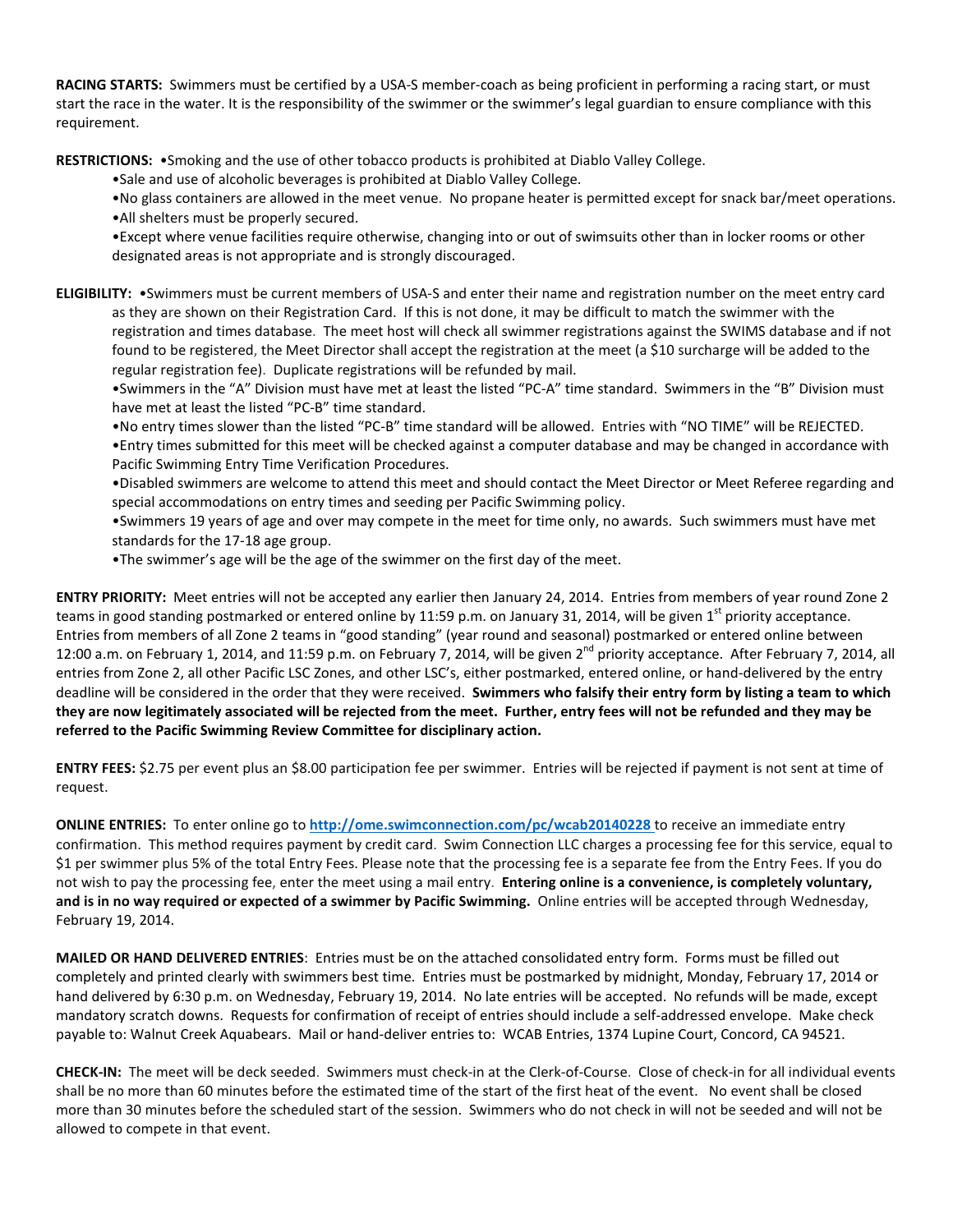**RACING STARTS:** Swimmers must be certified by a USA-S member-coach as being proficient in performing a racing start, or must start the race in the water. It is the responsibility of the swimmer or the swimmer's legal guardian to ensure compliance with this requirement.

**RESTRICTIONS:** •Smoking and the use of other tobacco products is prohibited at Diablo Valley College.

•Sale and use of alcoholic beverages is prohibited at Diablo Valley College.

•No glass containers are allowed in the meet venue. No propane heater is permitted except for snack bar/meet operations.

•All shelters must be properly secured.

•Except where venue facilities require otherwise, changing into or out of swimsuits other than in locker rooms or other designated areas is not appropriate and is strongly discouraged.

**ELIGIBILITY:** •Swimmers must be current members of USA-S and enter their name and registration number on the meet entry card as they are shown on their Registration Card. If this is not done, it may be difficult to match the swimmer with the registration and times database. The meet host will check all swimmer registrations against the SWIMS database and if not found to be registered, the Meet Director shall accept the registration at the meet (a $10 surcharge will be added to the regular registration fee). Duplicate registrations will be refunded by mail.

•Swimmers in the "A" Division must have met at least the listed "PC-A" time standard. Swimmers in the "B" Division must have met at least the listed "PC-B" time standard.

•No entry times slower than the listed "PC-B" time standard will be allowed. Entries with "NO TIME" will be REJECTED.

•Entry times submitted for this meet will be checked against a computer database and may be changed in accordance with Pacific Swimming Entry Time Verification Procedures.

•Disabled swimmers are welcome to attend this meet and should contact the Meet Director or Meet Referee regarding and special accommodations on entry times and seeding per Pacific Swimming policy.

•Swimmers 19 years of age and over may compete in the meet for time only, no awards. Such swimmers must have met standards for the 17-18 age group.

•The swimmer's age will be the age of the swimmer on the first day of the meet.

**ENTRY PRIORITY:** Meet entries will not be accepted any earlier then January 24, 2014. Entries from members of year round Zone 2 teams in good standing postmarked or entered online by 11:59 p.m. on January 31, 2014, will be given 1st priority acceptance. Entries from members of all Zone 2 teams in "good standing" (year round and seasonal) postmarked or entered online between 12:00 a.m. on February 1, 2014, and 11:59 p.m. on February 7, 2014, will be given 2nd priority acceptance. After February 7, 2014, all entries from Zone 2, all other Pacific LSC Zones, and other LSC's, either postmarked, entered online, or hand-delivered by the entry deadline will be considered in the order that they were received. **Swimmers who falsify their entry form by listing a team to which they are now legitimately associated will be rejected from the meet. Further, entry fees will not be refunded and they may be referred to the Pacific Swimming Review Committee for disciplinary action.**

**ENTRY FEES:** $2.75 per event plus an $8.00 participation fee per swimmer. Entries will be rejected if payment is not sent at time of request.

**ONLINE ENTRIES:** To enter online go to **http://ome.swimconnection.com/pc/wcab20140228** to receive an immediate entry confirmation. This method requires payment by credit card. Swim Connection LLC charges a processing fee for this service, equal to $1 per swimmer plus 5% of the total Entry Fees. Please note that the processing fee is a separate fee from the Entry Fees. If you do not wish to pay the processing fee, enter the meet using a mail entry. **Entering online is a convenience, is completely voluntary, and is in no way required or expected of a swimmer by Pacific Swimming.** Online entries will be accepted through Wednesday, February 19, 2014.

**MAILED OR HAND DELIVERED ENTRIES**: Entries must be on the attached consolidated entry form. Forms must be filled out completely and printed clearly with swimmers best time. Entries must be postmarked by midnight, Monday, February 17, 2014 or hand delivered by 6:30 p.m. on Wednesday, February 19, 2014. No late entries will be accepted. No refunds will be made, except mandatory scratch downs. Requests for confirmation of receipt of entries should include a self-addressed envelope. Make check payable to: Walnut Creek Aquabears. Mail or hand-deliver entries to: WCAB Entries, 1374 Lupine Court, Concord, CA 94521.

**CHECK-IN:** The meet will be deck seeded. Swimmers must check-in at the Clerk-of-Course. Close of check-in for all individual events shall be no more than 60 minutes before the estimated time of the start of the first heat of the event. No event shall be closed more than 30 minutes before the scheduled start of the session. Swimmers who do not check in will not be seeded and will not be allowed to compete in that event.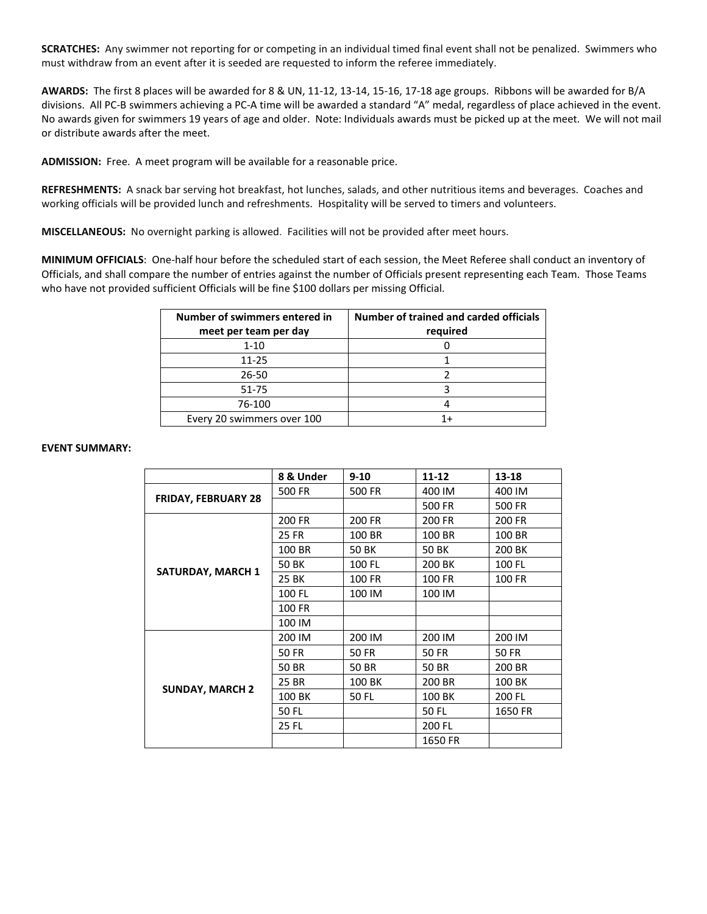**SCRATCHES:** Any swimmer not reporting for or competing in an individual timed final event shall not be penalized. Swimmers who must withdraw from an event after it is seeded are requested to inform the referee immediately.

**AWARDS:** The first 8 places will be awarded for 8 & UN, 11-12, 13-14, 15-16, 17-18 age groups. Ribbons will be awarded for B/A divisions. All PC-B swimmers achieving a PC-A time will be awarded a standard "A" medal, regardless of place achieved in the event. No awards given for swimmers 19 years of age and older. Note: Individuals awards must be picked up at the meet. We will not mail or distribute awards after the meet.

**ADMISSION:** Free. A meet program will be available for a reasonable price.

**REFRESHMENTS:** A snack bar serving hot breakfast, hot lunches, salads, and other nutritious items and beverages. Coaches and working officials will be provided lunch and refreshments. Hospitality will be served to timers and volunteers.

**MISCELLANEOUS:** No overnight parking is allowed. Facilities will not be provided after meet hours.

**MINIMUM OFFICIALS**: One-half hour before the scheduled start of each session, the Meet Referee shall conduct an inventory of Officials, and shall compare the number of entries against the number of Officials present representing each Team. Those Teams who have not provided sufficient Officials will be fine $100 dollars per missing Official.

| Number of swimmers entered in meet per team per day | Number of trained and carded officials required |
|---|---|
| 1-10 | 0 |
| 11-25 | 1 |
| 26-50 | 2 |
| 51-75 | 3 |
| 76-100 | 4 |
| Every 20 swimmers over 100 | 1+ |

**EVENT SUMMARY:**

| | 8 & Under | 9-10 | 11-12 | 13-18 |
|---|---|---|---|---|
| FRIDAY, FEBRUARY 28 | 500 FR | 500 FR | 400 IM | 400 IM |
| | | | 500 FR | 500 FR |
| SATURDAY, MARCH 1 | 200 FR | 200 FR | 200 FR | 200 FR |
| | 25 FR | 100 BR | 100 BR | 100 BR |
| | 100 BR | 50 BK | 50 BK | 200 BK |
| | 50 BK | 100 FL | 200 BK | 100 FL |
| | 25 BK | 100 FR | 100 FR | 100 FR |
| | 100 FL | 100 IM | 100 IM | |
| | 100 FR | | | |
| | 100 IM | | | |
| SUNDAY, MARCH 2 | 200 IM | 200 IM | 200 IM | 200 IM |
| | 50 FR | 50 FR | 50 FR | 50 FR |
| | 50 BR | 50 BR | 50 BR | 200 BR |
| | 25 BR | 100 BK | 200 BR | 100 BK |
| | 100 BK | 50 FL | 100 BK | 200 FL |
| | 50 FL | | 50 FL | 1650 FR |
| | 25 FL | | 200 FL | |
| | | | 1650 FR | |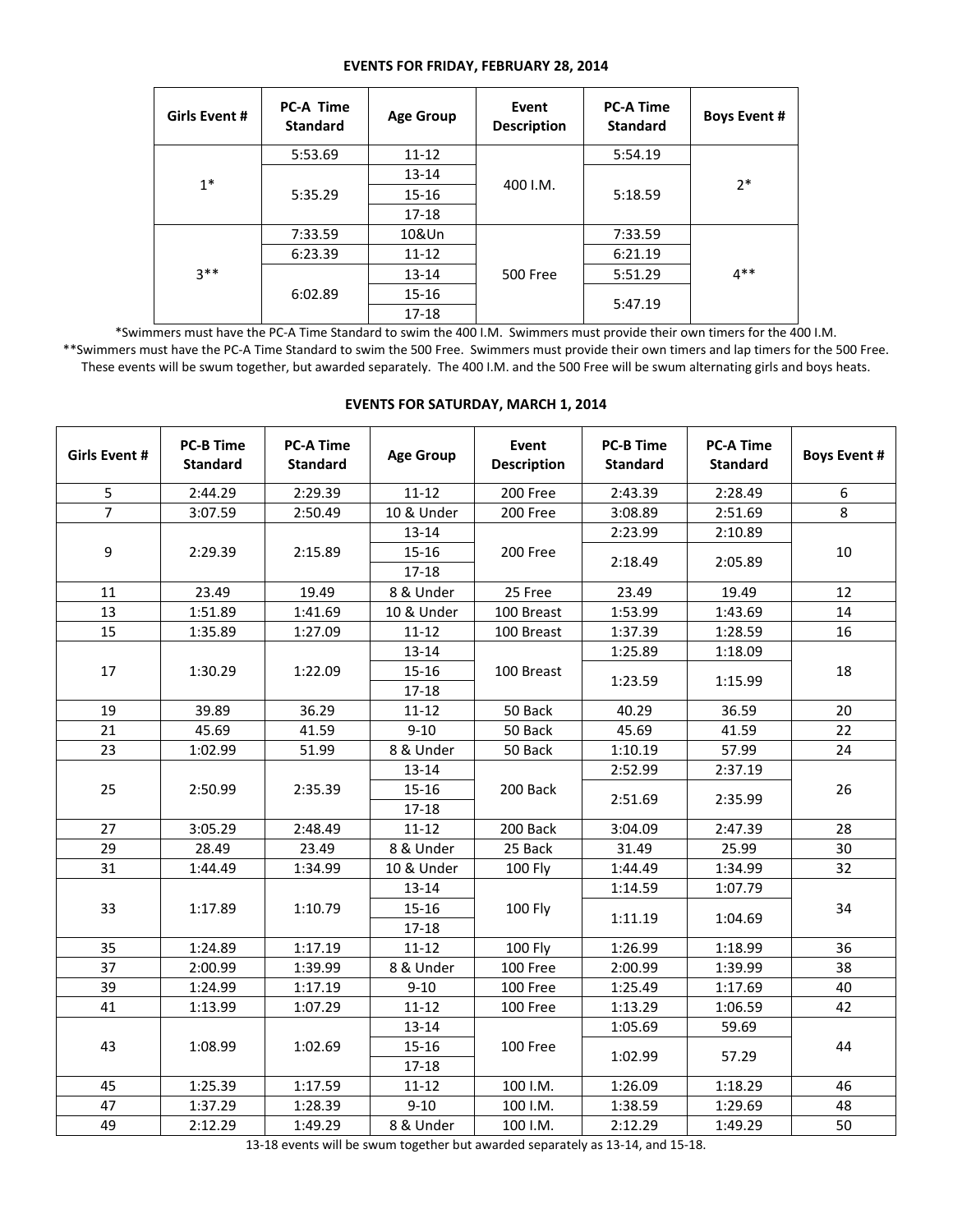### EVENTS FOR FRIDAY, FEBRUARY 28, 2014

| Girls Event # | PC-A Time Standard | Age Group | Event Description | PC-A Time Standard | Boys Event # |
|---|---|---|---|---|---|
| 1* | 5:53.69 | 11-12 | 400 I.M. | 5:54.19 | 2* |
| | 5:35.29 | 13-14 | | 5:18.59 | |
| | | 15-16 | | | |
| | | 17-18 | | | |
| 3** | 7:33.59 | 10&Un | 500 Free | 7:33.59 | 4** |
| | 6:23.39 | 11-12 | | 6:21.19 | |
| | 6:02.89 | 13-14 | | 5:51.29 | |
| | | 15-16 | | 5:47.19 | |
| | | 17-18 | | | |

*Swimmers must have the PC-A Time Standard to swim the 400 I.M. Swimmers must provide their own timers for the 400 I.M.
**Swimmers must have the PC-A Time Standard to swim the 500 Free. Swimmers must provide their own timers and lap timers for the 500 Free. These events will be swum together, but awarded separately. The 400 I.M. and the 500 Free will be swum alternating girls and boys heats.

### EVENTS FOR SATURDAY, MARCH 1, 2014

| Girls Event # | PC-B Time Standard | PC-A Time Standard | Age Group | Event Description | PC-B Time Standard | PC-A Time Standard | Boys Event # |
|---|---|---|---|---|---|---|---|
| 5 | 2:44.29 | 2:29.39 | 11-12 | 200 Free | 2:43.39 | 2:28.49 | 6 |
| 7 | 3:07.59 | 2:50.49 | 10 & Under | 200 Free | 3:08.89 | 2:51.69 | 8 |
| 9 | 2:29.39 | 2:15.89 | 13-14 | 200 Free | 2:23.99 | 2:10.89 | 10 |
| | | | 15-16 | | 2:18.49 | 2:05.89 | |
| | | | 17-18 | | | | |
| 11 | 23.49 | 19.49 | 8 & Under | 25 Free | 23.49 | 19.49 | 12 |
| 13 | 1:51.89 | 1:41.69 | 10 & Under | 100 Breast | 1:53.99 | 1:43.69 | 14 |
| 15 | 1:35.89 | 1:27.09 | 11-12 | 100 Breast | 1:37.39 | 1:28.59 | 16 |
| 17 | 1:30.29 | 1:22.09 | 13-14 | 100 Breast | 1:25.89 | 1:18.09 | 18 |
| | | | 15-16 | | 1:23.59 | 1:15.99 | |
| | | | 17-18 | | | | |
| 19 | 39.89 | 36.29 | 11-12 | 50 Back | 40.29 | 36.59 | 20 |
| 21 | 45.69 | 41.59 | 9-10 | 50 Back | 45.69 | 41.59 | 22 |
| 23 | 1:02.99 | 51.99 | 8 & Under | 50 Back | 1:10.19 | 57.99 | 24 |
| 25 | 2:50.99 | 2:35.39 | 13-14 | 200 Back | 2:52.99 | 2:37.19 | 26 |
| | | | 15-16 | | 2:51.69 | 2:35.99 | |
| | | | 17-18 | | | | |
| 27 | 3:05.29 | 2:48.49 | 11-12 | 200 Back | 3:04.09 | 2:47.39 | 28 |
| 29 | 28.49 | 23.49 | 8 & Under | 25 Back | 31.49 | 25.99 | 30 |
| 31 | 1:44.49 | 1:34.99 | 10 & Under | 100 Fly | 1:44.49 | 1:34.99 | 32 |
| 33 | 1:17.89 | 1:10.79 | 13-14 | 100 Fly | 1:14.59 | 1:07.79 | 34 |
| | | | 15-16 | | 1:11.19 | 1:04.69 | |
| | | | 17-18 | | | | |
| 35 | 1:24.89 | 1:17.19 | 11-12 | 100 Fly | 1:26.99 | 1:18.99 | 36 |
| 37 | 2:00.99 | 1:39.99 | 8 & Under | 100 Free | 2:00.99 | 1:39.99 | 38 |
| 39 | 1:24.99 | 1:17.19 | 9-10 | 100 Free | 1:25.49 | 1:17.69 | 40 |
| 41 | 1:13.99 | 1:07.29 | 11-12 | 100 Free | 1:13.29 | 1:06.59 | 42 |
| 43 | 1:08.99 | 1:02.69 | 13-14 | 100 Free | 1:05.69 | 59.69 | 44 |
| | | | 15-16 | | 1:02.99 | 57.29 | |
| | | | 17-18 | | | | |
| 45 | 1:25.39 | 1:17.59 | 11-12 | 100 I.M. | 1:26.09 | 1:18.29 | 46 |
| 47 | 1:37.29 | 1:28.39 | 9-10 | 100 I.M. | 1:38.59 | 1:29.69 | 48 |
| 49 | 2:12.29 | 1:49.29 | 8 & Under | 100 I.M. | 2:12.29 | 1:49.29 | 50 |

13-18 events will be swum together but awarded separately as 13-14, and 15-18.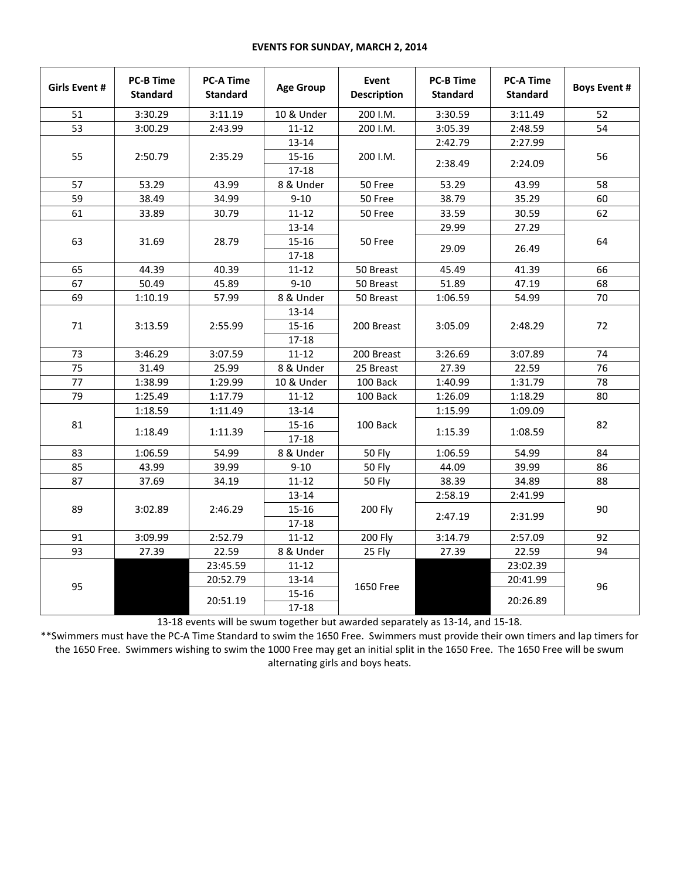**EVENTS FOR SUNDAY, MARCH 2, 2014**

| Girls Event # | PC-B Time Standard | PC-A Time Standard | Age Group | Event Description | PC-B Time Standard | PC-A Time Standard | Boys Event # |
|---|---|---|---|---|---|---|---|
| 51 | 3:30.29 | 3:11.19 | 10 & Under | 200 I.M. | 3:30.59 | 3:11.49 | 52 |
| 53 | 3:00.29 | 2:43.99 | 11-12 | 200 I.M. | 3:05.39 | 2:48.59 | 54 |
| 55 | 2:50.79 | 2:35.29 | 13-14 | 200 I.M. | 2:42.79 | 2:27.99 | 56 |
| | | | 15-16 | | 2:38.49 | 2:24.09 | |
| | | | 17-18 | | | | |
| 57 | 53.29 | 43.99 | 8 & Under | 50 Free | 53.29 | 43.99 | 58 |
| 59 | 38.49 | 34.99 | 9-10 | 50 Free | 38.79 | 35.29 | 60 |
| 61 | 33.89 | 30.79 | 11-12 | 50 Free | 33.59 | 30.59 | 62 |
| 63 | 31.69 | 28.79 | 13-14 | 50 Free | 29.99 | 27.29 | 64 |
| | | | 15-16 | | 29.09 | 26.49 | |
| | | | 17-18 | | | | |
| 65 | 44.39 | 40.39 | 11-12 | 50 Breast | 45.49 | 41.39 | 66 |
| 67 | 50.49 | 45.89 | 9-10 | 50 Breast | 51.89 | 47.19 | 68 |
| 69 | 1:10.19 | 57.99 | 8 & Under | 50 Breast | 1:06.59 | 54.99 | 70 |
| 71 | 3:13.59 | 2:55.99 | 13-14 | 200 Breast | 3:05.09 | 2:48.29 | 72 |
| | | | 15-16 | | | | |
| | | | 17-18 | | | | |
| 73 | 3:46.29 | 3:07.59 | 11-12 | 200 Breast | 3:26.69 | 3:07.89 | 74 |
| 75 | 31.49 | 25.99 | 8 & Under | 25 Breast | 27.39 | 22.59 | 76 |
| 77 | 1:38.99 | 1:29.99 | 10 & Under | 100 Back | 1:40.99 | 1:31.79 | 78 |
| 79 | 1:25.49 | 1:17.79 | 11-12 | 100 Back | 1:26.09 | 1:18.29 | 80 |
| 81 | 1:18.59 | 1:11.49 | 13-14 | 100 Back | 1:15.99 | 1:09.09 | 82 |
| | 1:18.49 | 1:11.39 | 15-16 | | 1:15.39 | 1:08.59 | |
| | | | 17-18 | | | | |
| 83 | 1:06.59 | 54.99 | 8 & Under | 50 Fly | 1:06.59 | 54.99 | 84 |
| 85 | 43.99 | 39.99 | 9-10 | 50 Fly | 44.09 | 39.99 | 86 |
| 87 | 37.69 | 34.19 | 11-12 | 50 Fly | 38.39 | 34.89 | 88 |
| 89 | 3:02.89 | 2:46.29 | 13-14 | 200 Fly | 2:58.19 | 2:41.99 | 90 |
| | | | 15-16 | | 2:47.19 | 2:31.99 | |
| | | | 17-18 | | | | |
| 91 | 3:09.99 | 2:52.79 | 11-12 | 200 Fly | 3:14.79 | 2:57.09 | 92 |
| 93 | 27.39 | 22.59 | 8 & Under | 25 Fly | 27.39 | 22.59 | 94 |
| 95 | | 23:45.59 | 11-12 | 1650 Free | | 23:02.39 | 96 |
| | | 20:52.79 | 13-14 | | | 20:41.99 | |
| | | 20:51.19 | 15-16 | | | 20:26.89 | |
| | | | 17-18 | | | | |

13-18 events will be swum together but awarded separately as 13-14, and 15-18.

**Swimmers must have the PC-A Time Standard to swim the 1650 Free. Swimmers must provide their own timers and lap timers for the 1650 Free. Swimmers wishing to swim the 1000 Free may get an initial split in the 1650 Free. The 1650 Free will be swum alternating girls and boys heats.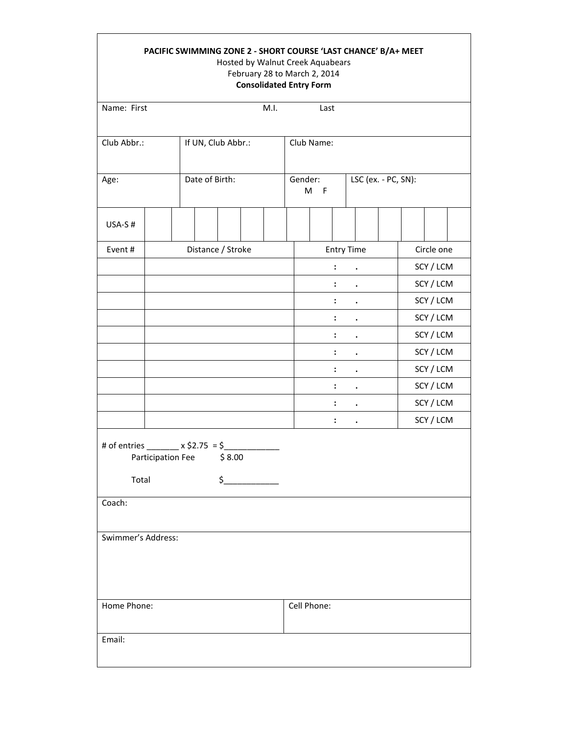**PACIFIC SWIMMING ZONE 2 - SHORT COURSE 'LAST CHANCE' B/A+ MEET**
Hosted by Walnut Creek Aquabears
February 28 to March 2, 2014
**Consolidated Entry Form**

| Name: First | M.I. | Last |
|---|---|---|
| | | |

| Club Abbr.: | If UN, Club Abbr.: | Club Name: |
|---|---|---|
| | | |

| Age: | Date of Birth: | Gender: M F | LSC (ex. - PC, SN): |
|---|---|---|---|
| | | | |

| USA-S # | | | | | | | | | | | | | | |
|---|---|---|---|---|---|---|---|---|---|---|---|---|---|---|

| Event # | Distance / Stroke | Entry Time | Circle one |
|---|---|---|---|
| | | : . | SCY / LCM |
| | | : . | SCY / LCM |
| | | : . | SCY / LCM |
| | | : . | SCY / LCM |
| | | : . | SCY / LCM |
| | | : . | SCY / LCM |
| | | : . | SCY / LCM |
| | | : . | SCY / LCM |
| | | : . | SCY / LCM |
| | | : . | SCY / LCM |

# of entries _______ x $2.75 = $____________

Participation Fee $ 8.00

Total $____________

Coach:

Swimmer's Address:

| Home Phone: | Cell Phone: |
|---|---|
| | |

Email: